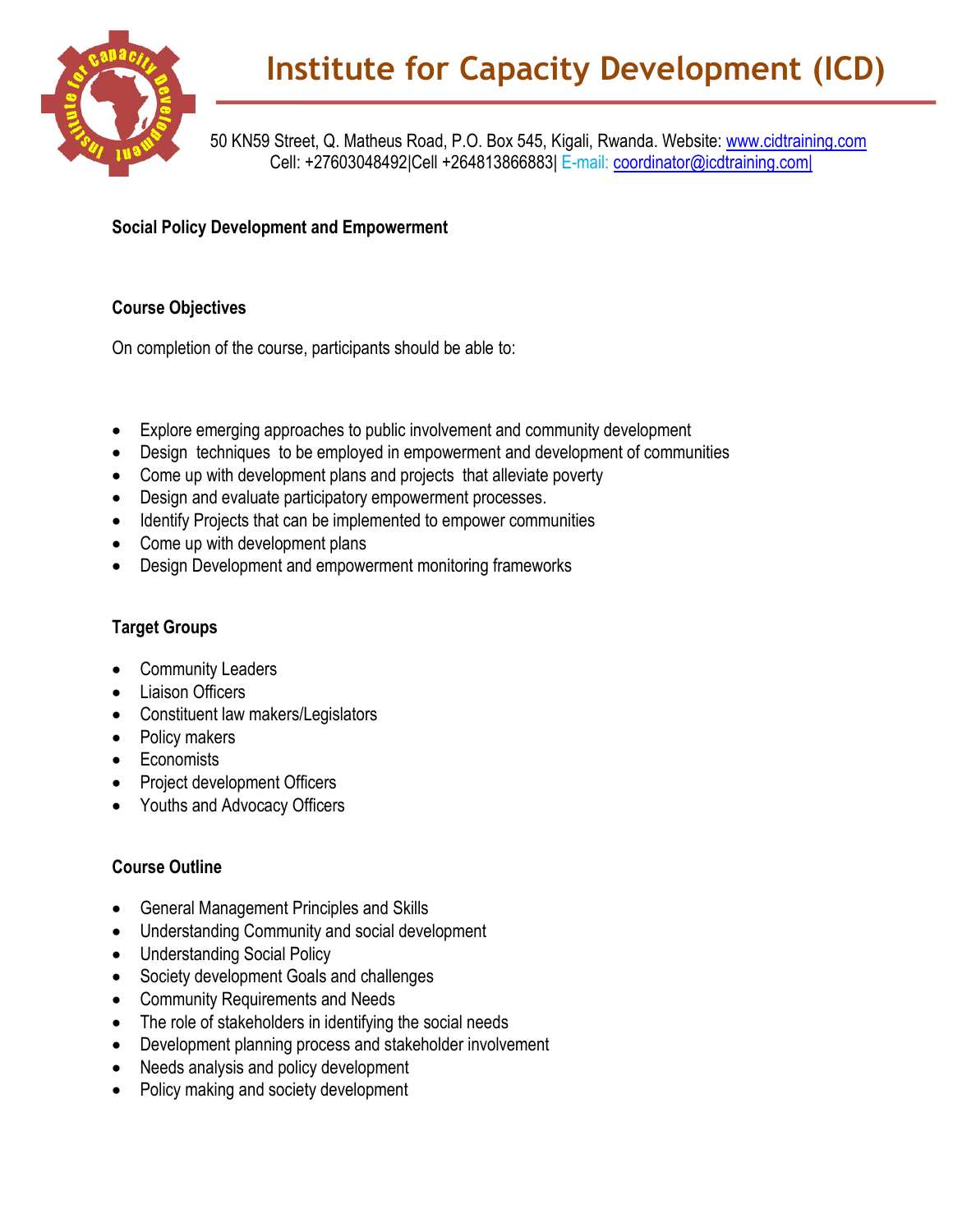# Institute for Capacity Development (ICD)

50 KN59 Street, Q. Matheus Road, P.O. Box 545, Kigali, Rwanda. Website: www.cidtraining.com
Cell: +27603048492|Cell +264813866883| E-mail: coordinator@icdtraining.com|

**Social Policy Development and Empowerment**

**Course Objectives**

On completion of the course, participants should be able to:

- Explore emerging approaches to public involvement and community development
- Design techniques to be employed in empowerment and development of communities
- Come up with development plans and projects that alleviate poverty
- Design and evaluate participatory empowerment processes.
- Identify Projects that can be implemented to empower communities
- Come up with development plans
- Design Development and empowerment monitoring frameworks

**Target Groups**

- Community Leaders
- Liaison Officers
- Constituent law makers/Legislators
- Policy makers
- Economists
- Project development Officers
- Youths and Advocacy Officers

**Course Outline**

- General Management Principles and Skills
- Understanding Community and social development
- Understanding Social Policy
- Society development Goals and challenges
- Community Requirements and Needs
- The role of stakeholders in identifying the social needs
- Development planning process and stakeholder involvement
- Needs analysis and policy development
- Policy making and society development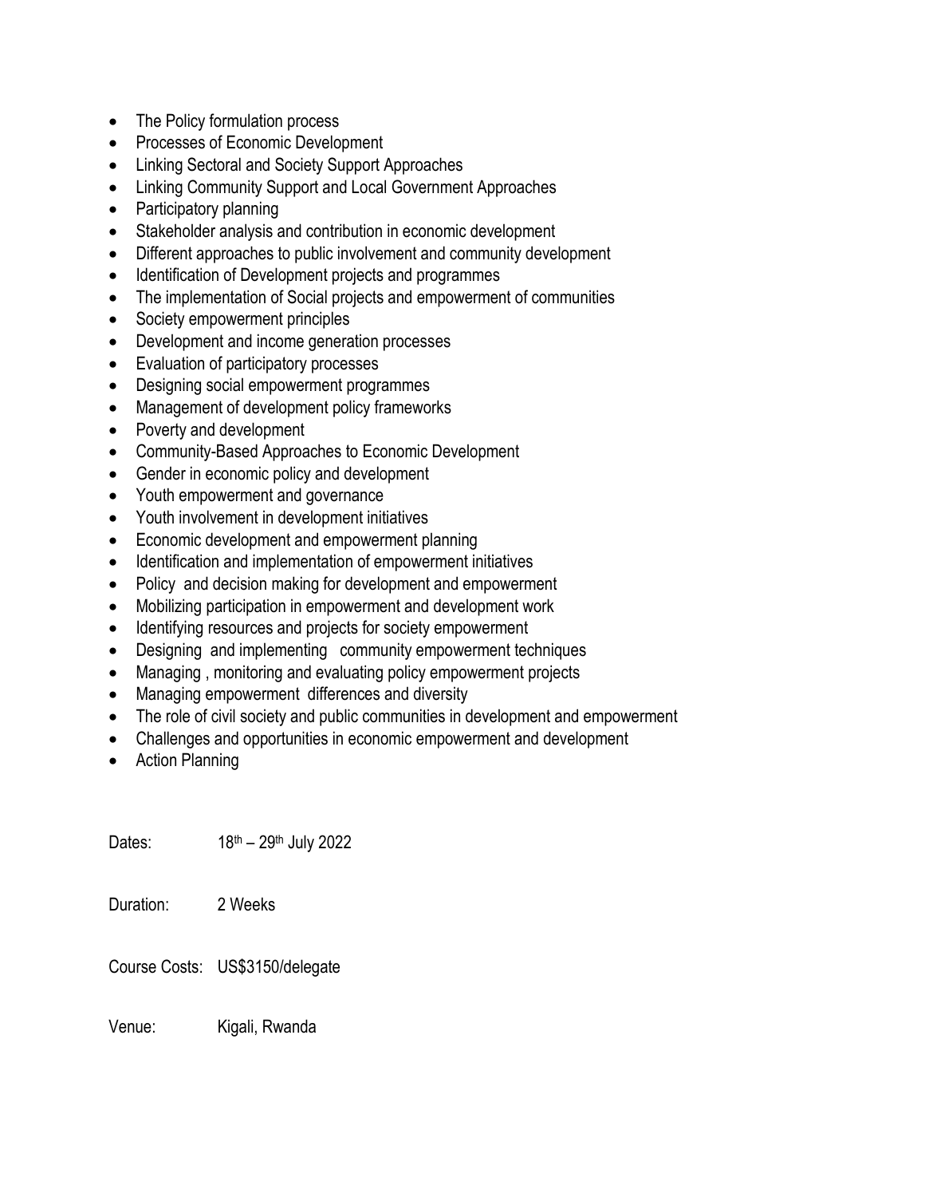- The Policy formulation process
- Processes of Economic Development
- Linking Sectoral and Society Support Approaches
- Linking Community Support and Local Government Approaches
- Participatory planning
- Stakeholder analysis and contribution in economic development
- Different approaches to public involvement and community development
- Identification of Development projects and programmes
- The implementation of Social projects and empowerment of communities
- Society empowerment principles
- Development and income generation processes
- Evaluation of participatory processes
- Designing social empowerment programmes
- Management of development policy frameworks
- Poverty and development
- Community-Based Approaches to Economic Development
- Gender in economic policy and development
- Youth empowerment and governance
- Youth involvement in development initiatives
- Economic development and empowerment planning
- Identification and implementation of empowerment initiatives
- Policy and decision making for development and empowerment
- Mobilizing participation in empowerment and development work
- Identifying resources and projects for society empowerment
- Designing and implementing community empowerment techniques
- Managing , monitoring and evaluating policy empowerment projects
- Managing empowerment differences and diversity
- The role of civil society and public communities in development and empowerment
- Challenges and opportunities in economic empowerment and development
- Action Planning

Dates: 18th – 29th July 2022

Duration: 2 Weeks

Course Costs: US$3150/delegate

Venue: Kigali, Rwanda